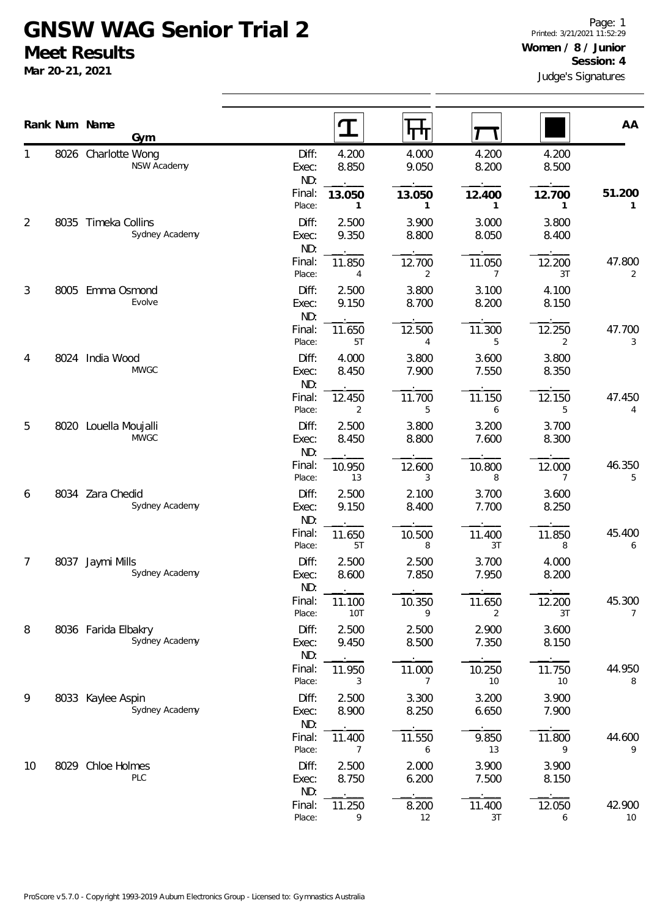# GNSW WAG Senior Trial 2

## Meet Results

**Mar 20-21, 2021**

Printed: 3/21/2021 11:52:29

**Women / 8 / Junior**

**Session: 4**

Judge's Signatures

| Rank | Num | Name / Gym | | Vault | Bars | Beam | Floor | AA |
|---|---|---|---|---|---|---|---|---|
| 1 | 8026 | Charlotte Wong<br>NSW Academy | Diff: | 4.200 | 4.000 | 4.200 | 4.200 | |
| | | | Exec: | 8.850 | 9.050 | 8.200 | 8.500 | |
| | | | ND: | . | . | . | . | |
| | | | Final: | **13.050** | **13.050** | **12.400** | **12.700** | **51.200** |
| | | | Place: | **1** | **1** | **1** | **1** | **1** |
| 2 | 8035 | Timeka Collins<br>Sydney Academy | Diff: | 2.500 | 3.900 | 3.000 | 3.800 | |
| | | | Exec: | 9.350 | 8.800 | 8.050 | 8.400 | |
| | | | ND: | . | . | . | . | |
| | | | Final: | 11.850 | 12.700 | 11.050 | 12.200 | 47.800 |
| | | | Place: | 4 | 2 | 7 | 3T | 2 |
| 3 | 8005 | Emma Osmond<br>Evolve | Diff: | 2.500 | 3.800 | 3.100 | 4.100 | |
| | | | Exec: | 9.150 | 8.700 | 8.200 | 8.150 | |
| | | | ND: | . | . | . | . | |
| | | | Final: | 11.650 | 12.500 | 11.300 | 12.250 | 47.700 |
| | | | Place: | 5T | 4 | 5 | 2 | 3 |
| 4 | 8024 | India Wood<br>MWGC | Diff: | 4.000 | 3.800 | 3.600 | 3.800 | |
| | | | Exec: | 8.450 | 7.900 | 7.550 | 8.350 | |
| | | | ND: | . | . | . | . | |
| | | | Final: | 12.450 | 11.700 | 11.150 | 12.150 | 47.450 |
| | | | Place: | 2 | 5 | 6 | 5 | 4 |
| 5 | 8020 | Louella Moujalli<br>MWGC | Diff: | 2.500 | 3.800 | 3.200 | 3.700 | |
| | | | Exec: | 8.450 | 8.800 | 7.600 | 8.300 | |
| | | | ND: | . | . | . | . | |
| | | | Final: | 10.950 | 12.600 | 10.800 | 12.000 | 46.350 |
| | | | Place: | 13 | 3 | 8 | 7 | 5 |
| 6 | 8034 | Zara Chedid<br>Sydney Academy | Diff: | 2.500 | 2.100 | 3.700 | 3.600 | |
| | | | Exec: | 9.150 | 8.400 | 7.700 | 8.250 | |
| | | | ND: | . | . | . | . | |
| | | | Final: | 11.650 | 10.500 | 11.400 | 11.850 | 45.400 |
| | | | Place: | 5T | 8 | 3T | 8 | 6 |
| 7 | 8037 | Jaymi Mills<br>Sydney Academy | Diff: | 2.500 | 2.500 | 3.700 | 4.000 | |
| | | | Exec: | 8.600 | 7.850 | 7.950 | 8.200 | |
| | | | ND: | . | . | . | . | |
| | | | Final: | 11.100 | 10.350 | 11.650 | 12.200 | 45.300 |
| | | | Place: | 10T | 9 | 2 | 3T | 7 |
| 8 | 8036 | Farida Elbakry<br>Sydney Academy | Diff: | 2.500 | 2.500 | 2.900 | 3.600 | |
| | | | Exec: | 9.450 | 8.500 | 7.350 | 8.150 | |
| | | | ND: | . | . | . | . | |
| | | | Final: | 11.950 | 11.000 | 10.250 | 11.750 | 44.950 |
| | | | Place: | 3 | 7 | 10 | 10 | 8 |
| 9 | 8033 | Kaylee Aspin<br>Sydney Academy | Diff: | 2.500 | 3.300 | 3.200 | 3.900 | |
| | | | Exec: | 8.900 | 8.250 | 6.650 | 7.900 | |
| | | | ND: | . | . | . | . | |
| | | | Final: | 11.400 | 11.550 | 9.850 | 11.800 | 44.600 |
| | | | Place: | 7 | 6 | 13 | 9 | 9 |
| 10 | 8029 | Chloe Holmes<br>PLC | Diff: | 2.500 | 2.000 | 3.900 | 3.900 | |
| | | | Exec: | 8.750 | 6.200 | 7.500 | 8.150 | |
| | | | ND: | . | . | . | . | |
| | | | Final: | 11.250 | 8.200 | 11.400 | 12.050 | 42.900 |
| | | | Place: | 9 | 12 | 3T | 6 | 10 |

ProScore v5.7.0 - Copyright 1993-2019 Auburn Electronics Group - Licensed to: Gymnastics Australia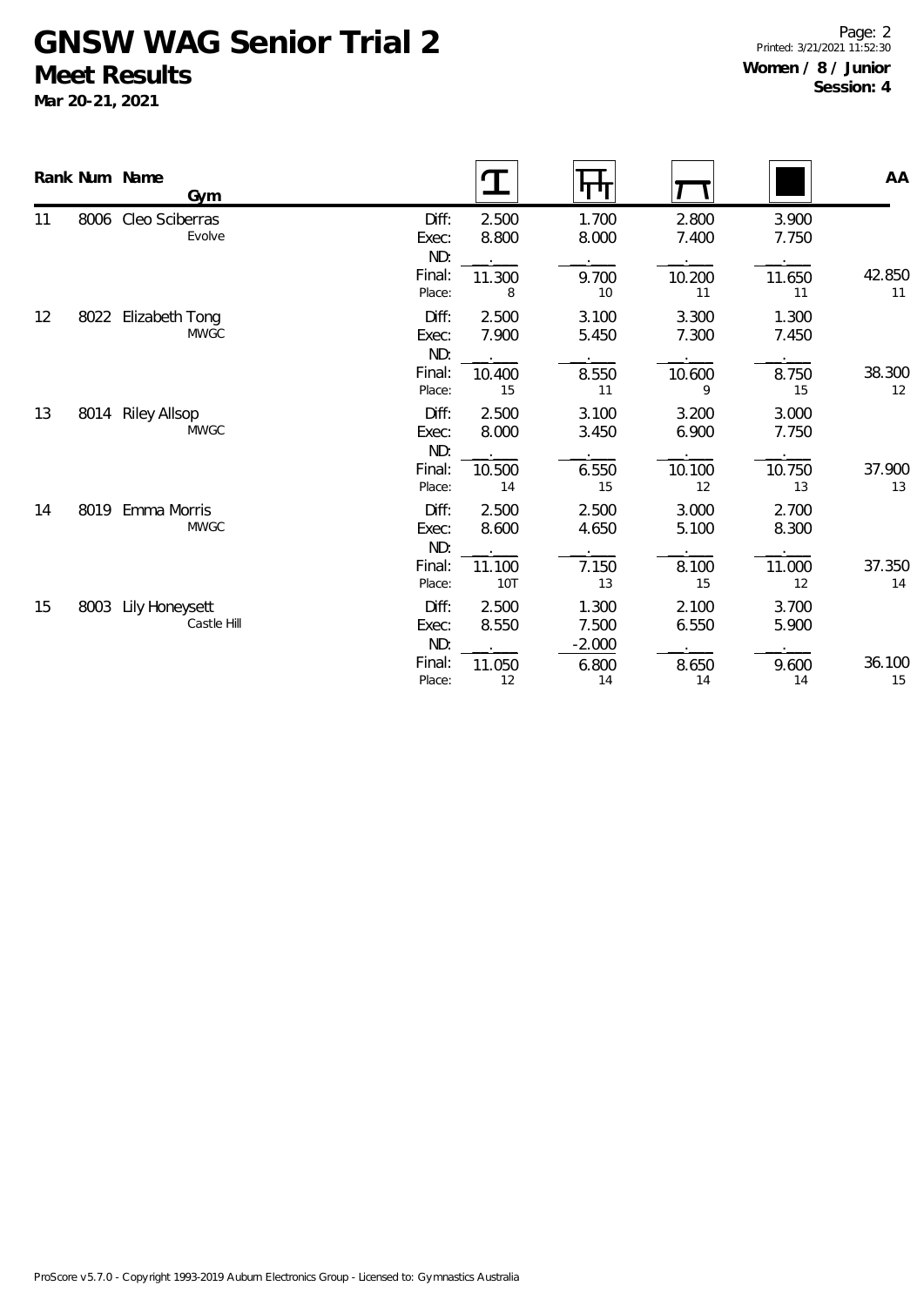# GNSW WAG Senior Trial 2

## Meet Results

**Mar 20-21, 2021**

**Women / 8 / Junior**
**Session: 4**

| Rank | Num | Name / Gym | | Vault | Bars | Beam | Floor | AA |
|---|---|---|---|---|---|---|---|---|
| 11 | 8006 | Cleo Sciberras<br>Evolve | Diff: | 2.500 | 1.700 | 2.800 | 3.900 | |
| | | | Exec: | 8.800 | 8.000 | 7.400 | 7.750 | |
| | | | ND: | | | | | |
| | | | Final: | 11.300 | 9.700 | 10.200 | 11.650 | 42.850 |
| | | | Place: | 8 | 10 | 11 | 11 | 11 |
| 12 | 8022 | Elizabeth Tong<br>MWGC | Diff: | 2.500 | 3.100 | 3.300 | 1.300 | |
| | | | Exec: | 7.900 | 5.450 | 7.300 | 7.450 | |
| | | | ND: | | | | | |
| | | | Final: | 10.400 | 8.550 | 10.600 | 8.750 | 38.300 |
| | | | Place: | 15 | 11 | 9 | 15 | 12 |
| 13 | 8014 | Riley Allsop<br>MWGC | Diff: | 2.500 | 3.100 | 3.200 | 3.000 | |
| | | | Exec: | 8.000 | 3.450 | 6.900 | 7.750 | |
| | | | ND: | | | | | |
| | | | Final: | 10.500 | 6.550 | 10.100 | 10.750 | 37.900 |
| | | | Place: | 14 | 15 | 12 | 13 | 13 |
| 14 | 8019 | Emma Morris<br>MWGC | Diff: | 2.500 | 2.500 | 3.000 | 2.700 | |
| | | | Exec: | 8.600 | 4.650 | 5.100 | 8.300 | |
| | | | ND: | | | | | |
| | | | Final: | 11.100 | 7.150 | 8.100 | 11.000 | 37.350 |
| | | | Place: | 10T | 13 | 15 | 12 | 14 |
| 15 | 8003 | Lily Honeysett<br>Castle Hill | Diff: | 2.500 | 1.300 | 2.100 | 3.700 | |
| | | | Exec: | 8.550 | 7.500 | 6.550 | 5.900 | |
| | | | ND: | | -2.000 | | | |
| | | | Final: | 11.050 | 6.800 | 8.650 | 9.600 | 36.100 |
| | | | Place: | 12 | 14 | 14 | 14 | 15 |

ProScore v5.7.0 - Copyright 1993-2019 Auburn Electronics Group - Licensed to: Gymnastics Australia